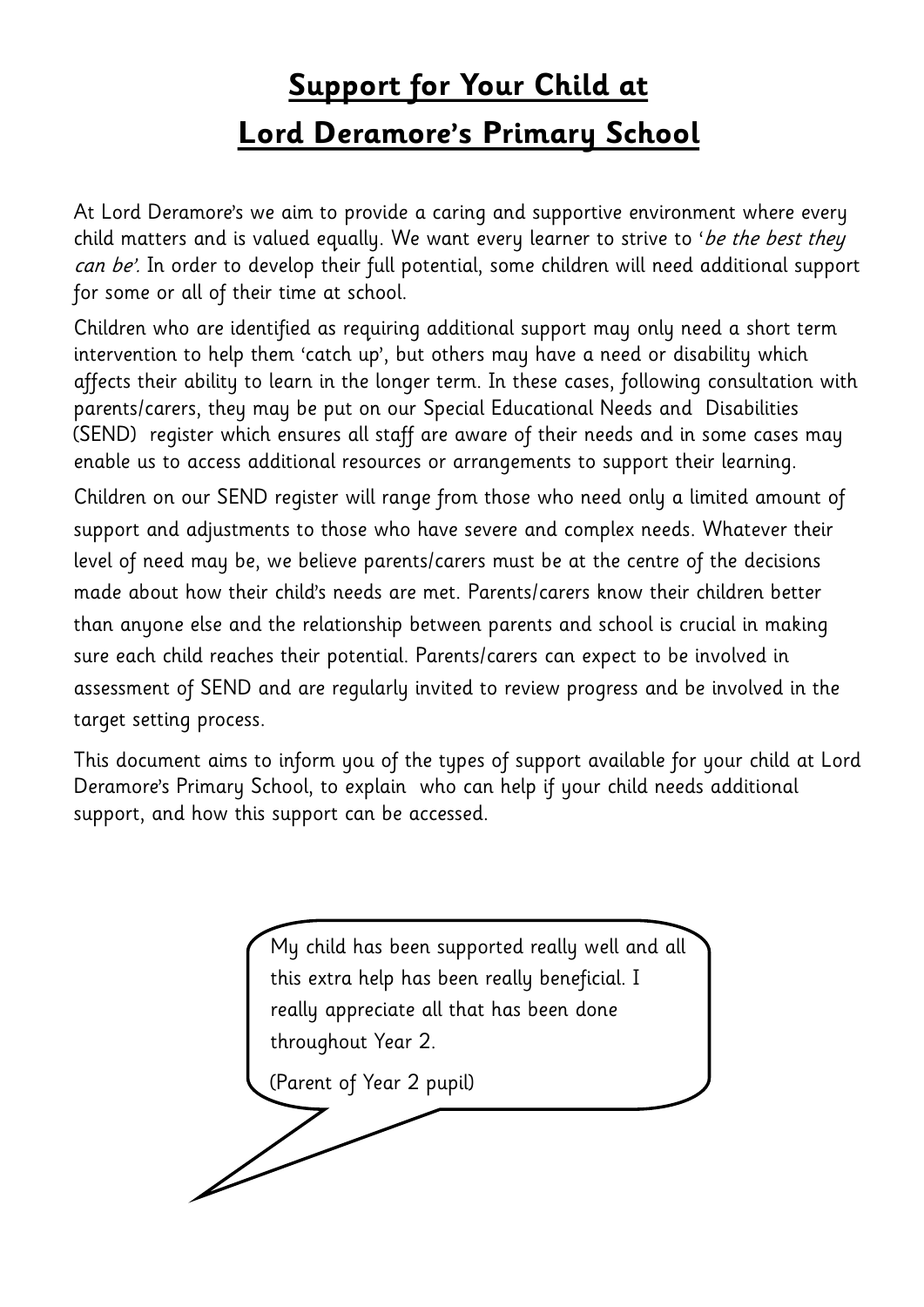# **Support for Your Child at Lord Deramore's Primary School**

At Lord Deramore's we aim to provide a caring and supportive environment where every child matters and is valued equally. We want every learner to strive to '*be the best they can be'.* In order to develop their full potential, some children will need additional support for some or all of their time at school.

Children who are identified as requiring additional support may only need a short term intervention to help them 'catch up', but others may have a need or disability which affects their ability to learn in the longer term. In these cases, following consultation with parents/carers, they may be put on our Special Educational Needs and Disabilities (SEND) register which ensures all staff are aware of their needs and in some cases may enable us to access additional resources or arrangements to support their learning.

Children on our SEND register will range from those who need only a limited amount of support and adjustments to those who have severe and complex needs. Whatever their level of need may be, we believe parents/carers must be at the centre of the decisions made about how their child's needs are met. Parents/carers know their children better than anyone else and the relationship between parents and school is crucial in making sure each child reaches their potential. Parents/carers can expect to be involved in assessment of SEND and are regularly invited to review progress and be involved in the target setting process.

This document aims to inform you of the types of support available for your child at Lord Deramore's Primary School, to explain who can help if your child needs additional support, and how this support can be accessed.

> My child has been supported really well and all this extra help has been really beneficial. I really appreciate all that has been done throughout Year 2.
>
> (Parent of Year 2 pupil)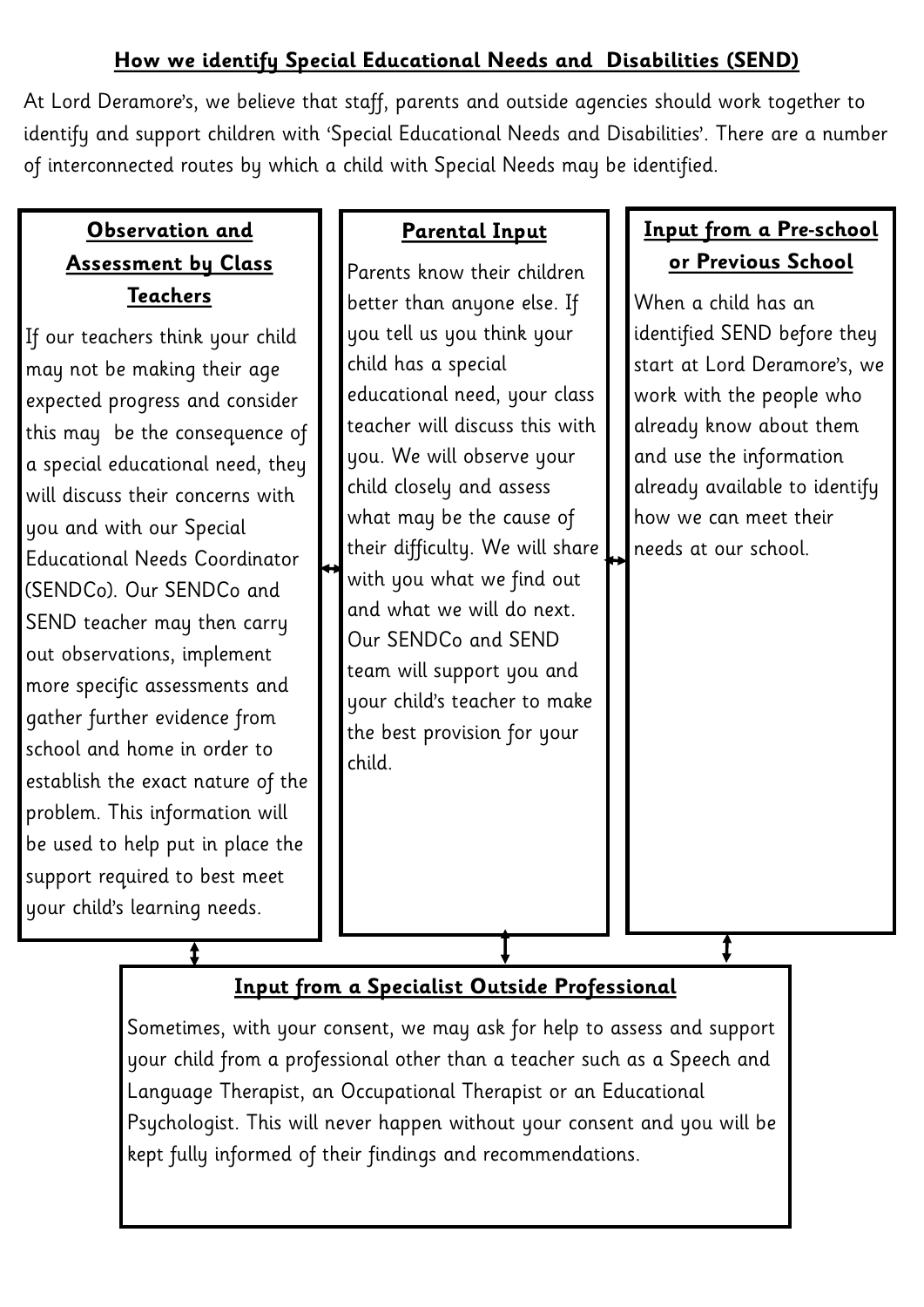## How we identify Special Educational Needs and Disabilities (SEND)

At Lord Deramore's, we believe that staff, parents and outside agencies should work together to identify and support children with 'Special Educational Needs and Disabilities'. There are a number of interconnected routes by which a child with Special Needs may be identified.

### Observation and Assessment by Class Teachers

If our teachers think your child may not be making their age expected progress and consider this may be the consequence of a special educational need, they will discuss their concerns with you and with our Special Educational Needs Coordinator (SENDCo). Our SENDCo and SEND teacher may then carry out observations, implement more specific assessments and gather further evidence from school and home in order to establish the exact nature of the problem. This information will be used to help put in place the support required to best meet your child's learning needs.

### Parental Input

Parents know their children better than anyone else. If you tell us you think your child has a special educational need, your class teacher will discuss this with you. We will observe your child closely and assess what may be the cause of their difficulty. We will share with you what we find out and what we will do next. Our SENDCo and SEND team will support you and your child's teacher to make the best provision for your child.

### Input from a Pre-school or Previous School

When a child has an identified SEND before they start at Lord Deramore's, we work with the people who already know about them and use the information already available to identify how we can meet their needs at our school.

### Input from a Specialist Outside Professional

Sometimes, with your consent, we may ask for help to assess and support your child from a professional other than a teacher such as a Speech and Language Therapist, an Occupational Therapist or an Educational Psychologist. This will never happen without your consent and you will be kept fully informed of their findings and recommendations.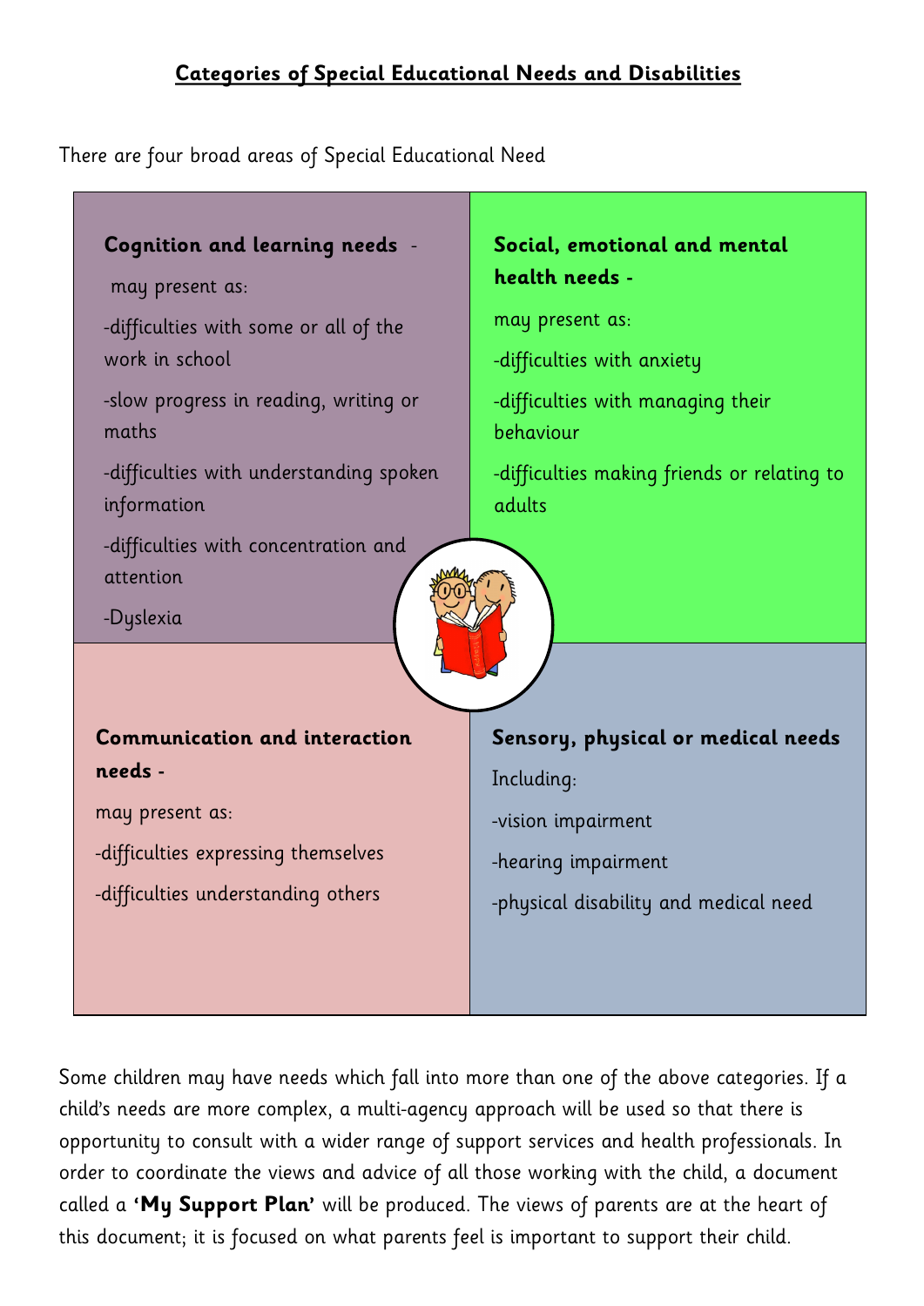## Categories of Special Educational Needs and Disabilities

There are four broad areas of Special Educational Need

**Cognition and learning needs** -

may present as:

- difficulties with some or all of the work in school
- slow progress in reading, writing or maths
- difficulties with understanding spoken information
- difficulties with concentration and attention
- Dyslexia

**Social, emotional and mental health needs -**

may present as:

- difficulties with anxiety
- difficulties with managing their behaviour
- difficulties making friends or relating to adults

**Communication and interaction needs -**

may present as:

- difficulties expressing themselves
- difficulties understanding others

**Sensory, physical or medical needs**

Including:

- vision impairment
- hearing impairment
- physical disability and medical need

Some children may have needs which fall into more than one of the above categories. If a child's needs are more complex, a multi-agency approach will be used so that there is opportunity to consult with a wider range of support services and health professionals. In order to coordinate the views and advice of all those working with the child, a document called a **'My Support Plan'** will be produced. The views of parents are at the heart of this document; it is focused on what parents feel is important to support their child.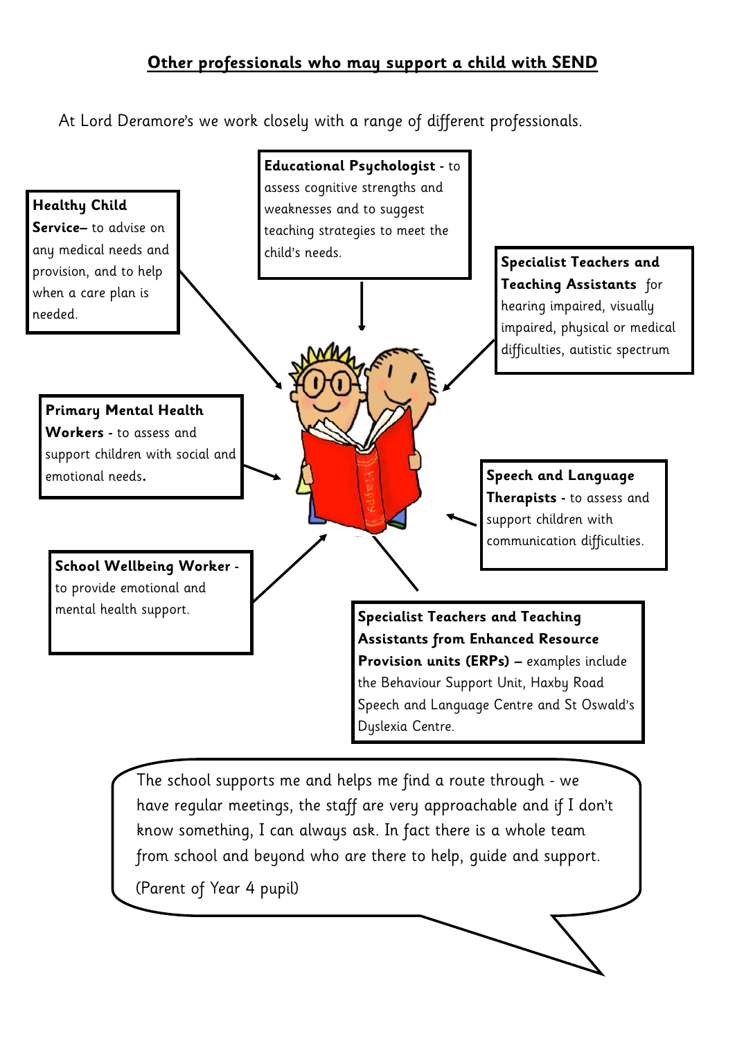## Other professionals who may support a child with SEND

At Lord Deramore's we work closely with a range of different professionals.

**Healthy Child Service**– to advise on any medical needs and provision, and to help when a care plan is needed.

**Educational Psychologist** - to assess cognitive strengths and weaknesses and to suggest teaching strategies to meet the child's needs.

**Specialist Teachers and Teaching Assistants** for hearing impaired, visually impaired, physical or medical difficulties, autistic spectrum

**Primary Mental Health Workers** - to assess and support children with social and emotional needs**.**

**Speech and Language Therapists** - to assess and support children with communication difficulties.

**School Wellbeing Worker** - to provide emotional and mental health support.

**Specialist Teachers and Teaching Assistants from Enhanced Resource Provision units (ERPs) –** examples include the Behaviour Support Unit, Haxby Road Speech and Language Centre and St Oswald's Dyslexia Centre.

The school supports me and helps me find a route through - we have regular meetings, the staff are very approachable and if I don't know something, I can always ask. In fact there is a whole team from school and beyond who are there to help, guide and support.

(Parent of Year 4 pupil)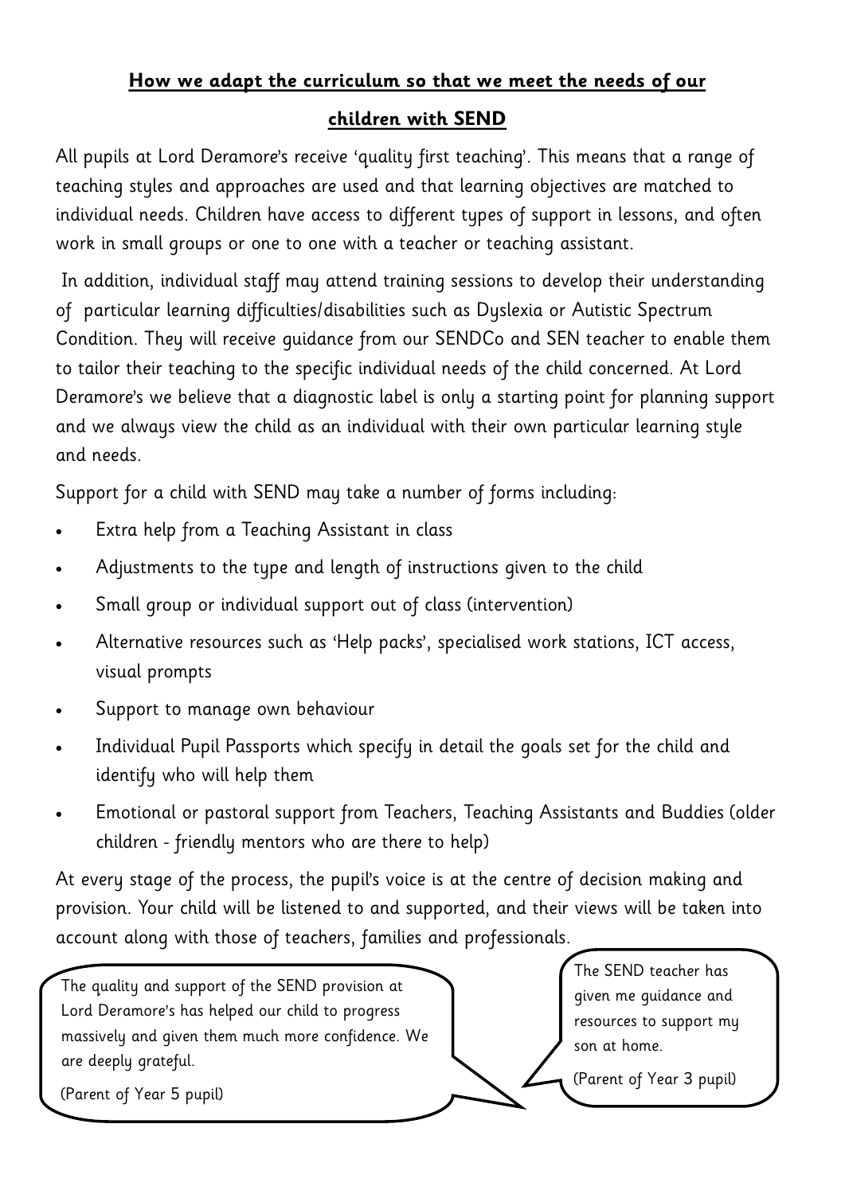## **How we adapt the curriculum so that we meet the needs of our children with SEND**

All pupils at Lord Deramore's receive 'quality first teaching'. This means that a range of teaching styles and approaches are used and that learning objectives are matched to individual needs. Children have access to different types of support in lessons, and often work in small groups or one to one with a teacher or teaching assistant.

In addition, individual staff may attend training sessions to develop their understanding of particular learning difficulties/disabilities such as Dyslexia or Autistic Spectrum Condition. They will receive guidance from our SENDCo and SEN teacher to enable them to tailor their teaching to the specific individual needs of the child concerned. At Lord Deramore's we believe that a diagnostic label is only a starting point for planning support and we always view the child as an individual with their own particular learning style and needs.

Support for a child with SEND may take a number of forms including:

- Extra help from a Teaching Assistant in class
- Adjustments to the type and length of instructions given to the child
- Small group or individual support out of class (intervention)
- Alternative resources such as 'Help packs', specialised work stations, ICT access, visual prompts
- Support to manage own behaviour
- Individual Pupil Passports which specify in detail the goals set for the child and identify who will help them
- Emotional or pastoral support from Teachers, Teaching Assistants and Buddies (older children - friendly mentors who are there to help)

At every stage of the process, the pupil's voice is at the centre of decision making and provision. Your child will be listened to and supported, and their views will be taken into account along with those of teachers, families and professionals.

The quality and support of the SEND provision at Lord Deramore's has helped our child to progress massively and given them much more confidence. We are deeply grateful.

(Parent of Year 5 pupil)

The SEND teacher has given me guidance and resources to support my son at home.

(Parent of Year 3 pupil)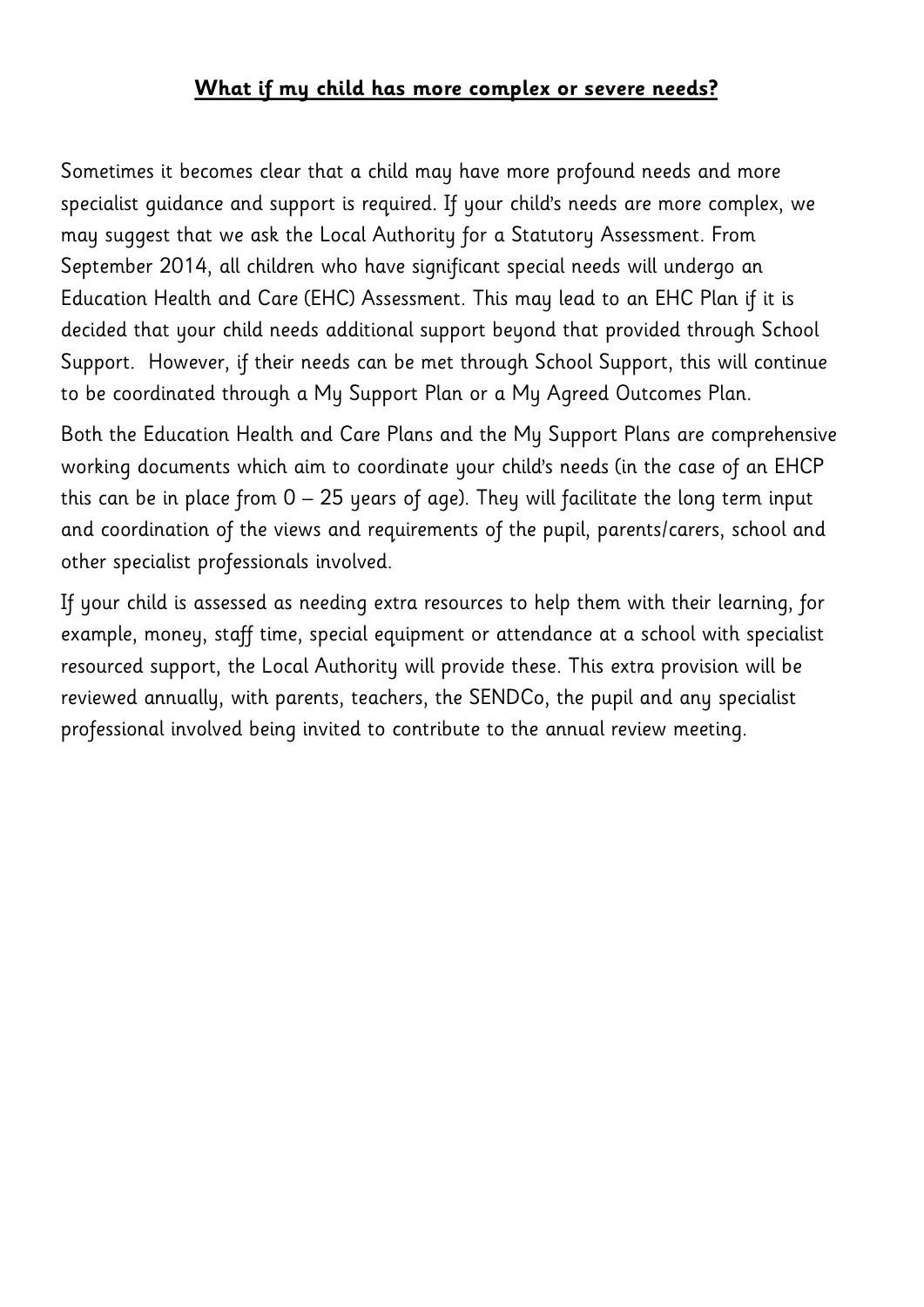## **What if my child has more complex or severe needs?**

Sometimes it becomes clear that a child may have more profound needs and more specialist guidance and support is required. If your child's needs are more complex, we may suggest that we ask the Local Authority for a Statutory Assessment. From September 2014, all children who have significant special needs will undergo an Education Health and Care (EHC) Assessment. This may lead to an EHC Plan if it is decided that your child needs additional support beyond that provided through School Support. However, if their needs can be met through School Support, this will continue to be coordinated through a My Support Plan or a My Agreed Outcomes Plan.

Both the Education Health and Care Plans and the My Support Plans are comprehensive working documents which aim to coordinate your child's needs (in the case of an EHCP this can be in place from 0 – 25 years of age). They will facilitate the long term input and coordination of the views and requirements of the pupil, parents/carers, school and other specialist professionals involved.

If your child is assessed as needing extra resources to help them with their learning, for example, money, staff time, special equipment or attendance at a school with specialist resourced support, the Local Authority will provide these. This extra provision will be reviewed annually, with parents, teachers, the SENDCo, the pupil and any specialist professional involved being invited to contribute to the annual review meeting.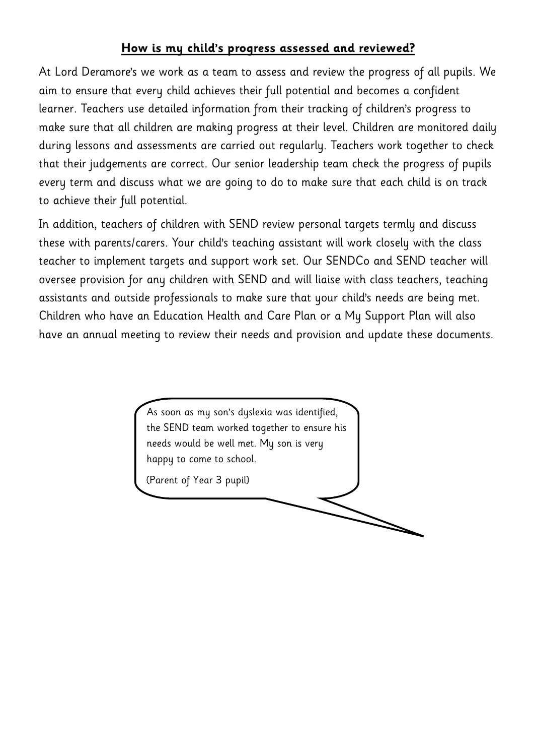## **How is my child's progress assessed and reviewed?**

At Lord Deramore's we work as a team to assess and review the progress of all pupils. We aim to ensure that every child achieves their full potential and becomes a confident learner. Teachers use detailed information from their tracking of children's progress to make sure that all children are making progress at their level. Children are monitored daily during lessons and assessments are carried out regularly. Teachers work together to check that their judgements are correct. Our senior leadership team check the progress of pupils every term and discuss what we are going to do to make sure that each child is on track to achieve their full potential.

In addition, teachers of children with SEND review personal targets termly and discuss these with parents/carers. Your child's teaching assistant will work closely with the class teacher to implement targets and support work set. Our SENDCo and SEND teacher will oversee provision for any children with SEND and will liaise with class teachers, teaching assistants and outside professionals to make sure that your child's needs are being met. Children who have an Education Health and Care Plan or a My Support Plan will also have an annual meeting to review their needs and provision and update these documents.

> As soon as my son's dyslexia was identified, the SEND team worked together to ensure his needs would be well met. My son is very happy to come to school.
>
> (Parent of Year 3 pupil)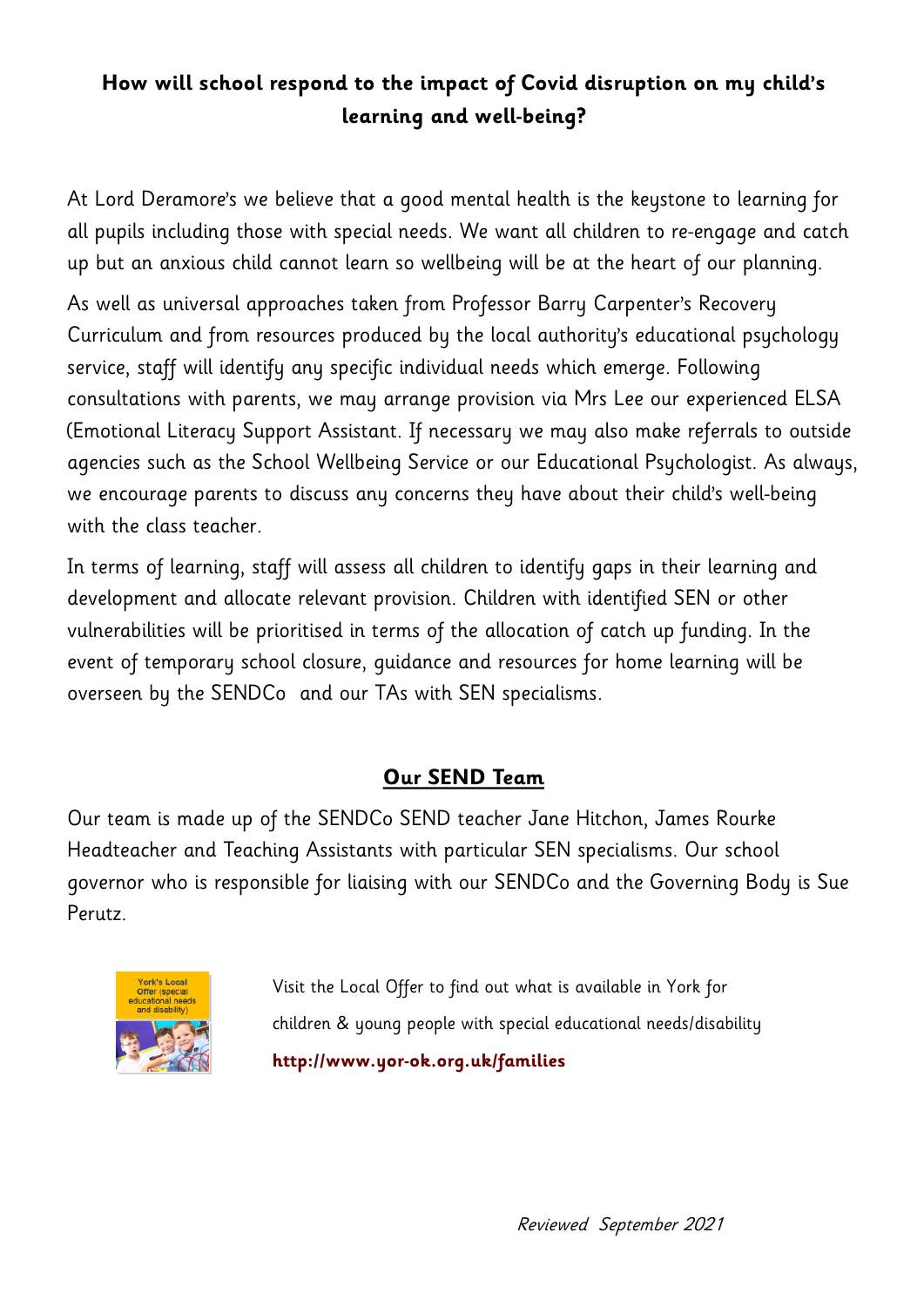## How will school respond to the impact of Covid disruption on my child's learning and well-being?

At Lord Deramore's we believe that a good mental health is the keystone to learning for all pupils including those with special needs. We want all children to re-engage and catch up but an anxious child cannot learn so wellbeing will be at the heart of our planning.

As well as universal approaches taken from Professor Barry Carpenter's Recovery Curriculum and from resources produced by the local authority's educational psychology service, staff will identify any specific individual needs which emerge. Following consultations with parents, we may arrange provision via Mrs Lee our experienced ELSA (Emotional Literacy Support Assistant. If necessary we may also make referrals to outside agencies such as the School Wellbeing Service or our Educational Psychologist. As always, we encourage parents to discuss any concerns they have about their child's well-being with the class teacher.

In terms of learning, staff will assess all children to identify gaps in their learning and development and allocate relevant provision. Children with identified SEN or other vulnerabilities will be prioritised in terms of the allocation of catch up funding. In the event of temporary school closure, guidance and resources for home learning will be overseen by the SENDCo and our TAs with SEN specialisms.

## Our SEND Team

Our team is made up of the SENDCo SEND teacher Jane Hitchon, James Rourke Headteacher and Teaching Assistants with particular SEN specialisms. Our school governor who is responsible for liaising with our SENDCo and the Governing Body is Sue Perutz.

York's Local Offer (special educational needs and disability)

Visit the Local Offer to find out what is available in York for children & young people with special educational needs/disability

**http://www.yor-ok.org.uk/families**

*Reviewed September 2021*